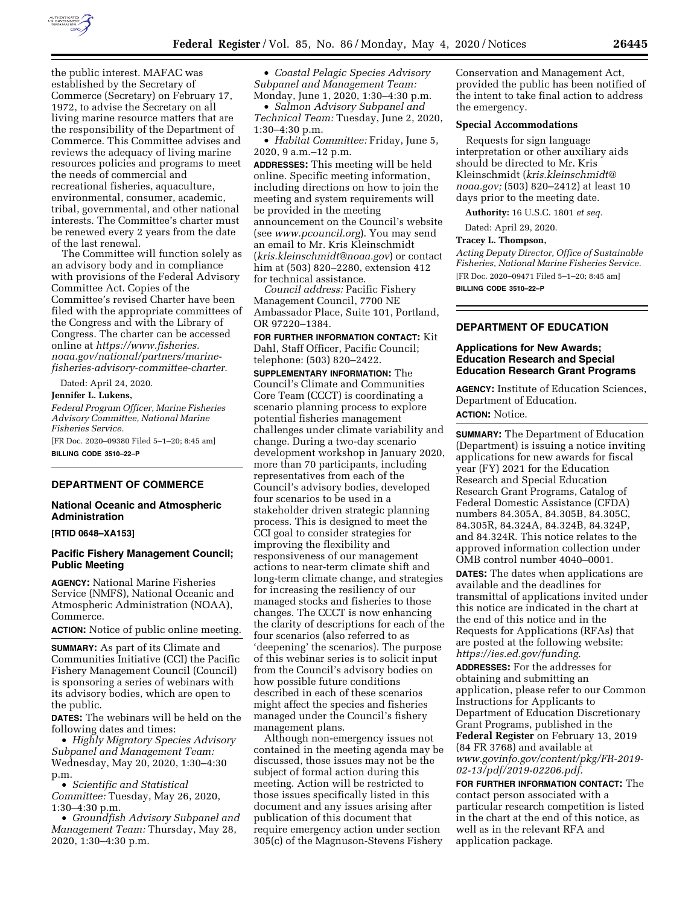the public interest. MAFAC was established by the Secretary of Commerce (Secretary) on February 17, 1972, to advise the Secretary on all living marine resource matters that are the responsibility of the Department of Commerce. This Committee advises and reviews the adequacy of living marine resources policies and programs to meet the needs of commercial and recreational fisheries, aquaculture, environmental, consumer, academic, tribal, governmental, and other national interests. The Committee's charter must be renewed every 2 years from the date of the last renewal.

The Committee will function solely as an advisory body and in compliance with provisions of the Federal Advisory Committee Act. Copies of the Committee's revised Charter have been filed with the appropriate committees of the Congress and with the Library of Congress. The charter can be accessed online at *https://www.fisheries.noaa.gov/national/partners/marine-fisheries-advisory-committee-charter.*

Dated: April 24, 2020.

**Jennifer L. Lukens,**

*Federal Program Officer, Marine Fisheries Advisory Committee, National Marine Fisheries Service.*

[FR Doc. 2020–09380 Filed 5–1–20; 8:45 am]

**BILLING CODE 3510–22–P**

## DEPARTMENT OF COMMERCE

### National Oceanic and Atmospheric Administration

**[RTID 0648–XA153]**

### Pacific Fishery Management Council; Public Meeting

**AGENCY:** National Marine Fisheries Service (NMFS), National Oceanic and Atmospheric Administration (NOAA), Commerce.

**ACTION:** Notice of public online meeting.

**SUMMARY:** As part of its Climate and Communities Initiative (CCI) the Pacific Fishery Management Council (Council) is sponsoring a series of webinars with its advisory bodies, which are open to the public.

**DATES:** The webinars will be held on the following dates and times:

- *Highly Migratory Species Advisory Subpanel and Management Team:* Wednesday, May 20, 2020, 1:30–4:30 p.m.
- *Scientific and Statistical Committee:* Tuesday, May 26, 2020, 1:30–4:30 p.m.
- *Groundfish Advisory Subpanel and Management Team:* Thursday, May 28, 2020, 1:30–4:30 p.m.
- *Coastal Pelagic Species Advisory Subpanel and Management Team:* Monday, June 1, 2020, 1:30–4:30 p.m.
- *Salmon Advisory Subpanel and Technical Team:* Tuesday, June 2, 2020, 1:30–4:30 p.m.
- *Habitat Committee:* Friday, June 5, 2020, 9 a.m.–12 p.m.

**ADDRESSES:** This meeting will be held online. Specific meeting information, including directions on how to join the meeting and system requirements will be provided in the meeting announcement on the Council's website (see *www.pcouncil.org*). You may send an email to Mr. Kris Kleinschmidt (*kris.kleinschmidt@noaa.gov*) or contact him at (503) 820–2280, extension 412 for technical assistance.

*Council address:* Pacific Fishery Management Council, 7700 NE Ambassador Place, Suite 101, Portland, OR 97220–1384.

**FOR FURTHER INFORMATION CONTACT:** Kit Dahl, Staff Officer, Pacific Council; telephone: (503) 820–2422.

**SUPPLEMENTARY INFORMATION:** The Council's Climate and Communities Core Team (CCCT) is coordinating a scenario planning process to explore potential fisheries management challenges under climate variability and change. During a two-day scenario development workshop in January 2020, more than 70 participants, including representatives from each of the Council's advisory bodies, developed four scenarios to be used in a stakeholder driven strategic planning process. This is designed to meet the CCI goal to consider strategies for improving the flexibility and responsiveness of our management actions to near-term climate shift and long-term climate change, and strategies for increasing the resiliency of our managed stocks and fisheries to those changes. The CCCT is now enhancing the clarity of descriptions for each of the four scenarios (also referred to as 'deepening' the scenarios). The purpose of this webinar series is to solicit input from the Council's advisory bodies on how possible future conditions described in each of these scenarios might affect the species and fisheries managed under the Council's fishery management plans.

Although non-emergency issues not contained in the meeting agenda may be discussed, those issues may not be the subject of formal action during this meeting. Action will be restricted to those issues specifically listed in this document and any issues arising after publication of this document that require emergency action under section 305(c) of the Magnuson-Stevens Fishery Conservation and Management Act, provided the public has been notified of the intent to take final action to address the emergency.

### Special Accommodations

Requests for sign language interpretation or other auxiliary aids should be directed to Mr. Kris Kleinschmidt (*kris.kleinschmidt@noaa.gov;* (503) 820–2412) at least 10 days prior to the meeting date.

**Authority:** 16 U.S.C. 1801 *et seq.*

Dated: April 29, 2020.

**Tracey L. Thompson,**

*Acting Deputy Director, Office of Sustainable Fisheries, National Marine Fisheries Service.*

[FR Doc. 2020–09471 Filed 5–1–20; 8:45 am]

**BILLING CODE 3510–22–P**

## DEPARTMENT OF EDUCATION

### Applications for New Awards; Education Research and Special Education Research Grant Programs

**AGENCY:** Institute of Education Sciences, Department of Education.

**ACTION:** Notice.

**SUMMARY:** The Department of Education (Department) is issuing a notice inviting applications for new awards for fiscal year (FY) 2021 for the Education Research and Special Education Research Grant Programs, Catalog of Federal Domestic Assistance (CFDA) numbers 84.305A, 84.305B, 84.305C, 84.305R, 84.324A, 84.324B, 84.324P, and 84.324R. This notice relates to the approved information collection under OMB control number 4040–0001.

**DATES:** The dates when applications are available and the deadlines for transmittal of applications invited under this notice are indicated in the chart at the end of this notice and in the Requests for Applications (RFAs) that are posted at the following website: *https://ies.ed.gov/funding.*

**ADDRESSES:** For the addresses for obtaining and submitting an application, please refer to our Common Instructions for Applicants to Department of Education Discretionary Grant Programs, published in the **Federal Register** on February 13, 2019 (84 FR 3768) and available at *www.govinfo.gov/content/pkg/FR-2019-02-13/pdf/2019-02206.pdf.*

**FOR FURTHER INFORMATION CONTACT:** The contact person associated with a particular research competition is listed in the chart at the end of this notice, as well as in the relevant RFA and application package.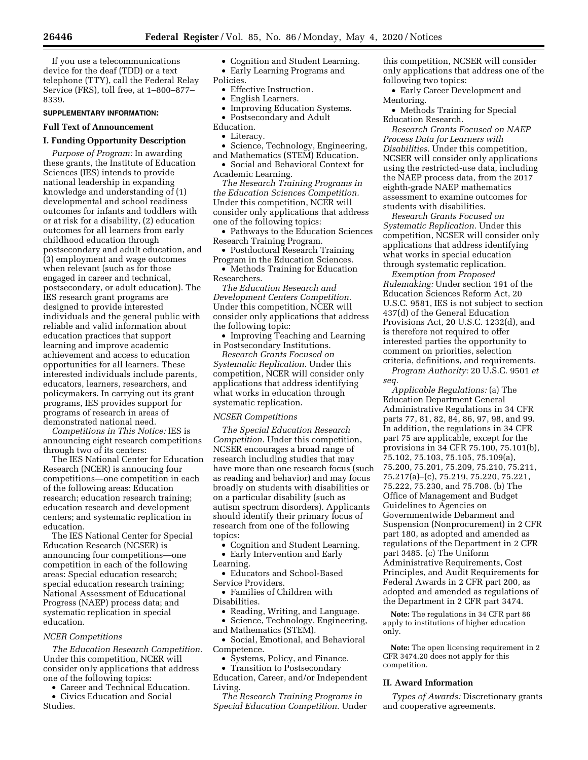If you use a telecommunications device for the deaf (TDD) or a text telephone (TTY), call the Federal Relay Service (FRS), toll free, at 1–800–877–8339.

**SUPPLEMENTARY INFORMATION:**

## Full Text of Announcement

### I. Funding Opportunity Description

*Purpose of Program:* In awarding these grants, the Institute of Education Sciences (IES) intends to provide national leadership in expanding knowledge and understanding of (1) developmental and school readiness outcomes for infants and toddlers with or at risk for a disability, (2) education outcomes for all learners from early childhood education through postsecondary and adult education, and (3) employment and wage outcomes when relevant (such as for those engaged in career and technical, postsecondary, or adult education). The IES research grant programs are designed to provide interested individuals and the general public with reliable and valid information about education practices that support learning and improve academic achievement and access to education opportunities for all learners. These interested individuals include parents, educators, learners, researchers, and policymakers. In carrying out its grant programs, IES provides support for programs of research in areas of demonstrated national need.

*Competitions in This Notice:* IES is announcing eight research competitions through two of its centers:

The IES National Center for Education Research (NCER) is announcing four competitions—one competition in each of the following areas: Education research; education research training; education research and development centers; and systematic replication in education.

The IES National Center for Special Education Research (NCSER) is announcing four competitions—one competition in each of the following areas: Special education research; special education research training; National Assessment of Educational Progress (NAEP) process data; and systematic replication in special education.

*NCER Competitions*

*The Education Research Competition.* Under this competition, NCER will consider only applications that address one of the following topics:

- Career and Technical Education.
- Civics Education and Social Studies.
- Cognition and Student Learning.
- Early Learning Programs and Policies.
- Effective Instruction.
- English Learners.
- Improving Education Systems.
- Postsecondary and Adult Education.
- Literacy.
- Science, Technology, Engineering, and Mathematics (STEM) Education.
- Social and Behavioral Context for Academic Learning.

*The Research Training Programs in the Education Sciences Competition.* Under this competition, NCER will consider only applications that address one of the following topics:

- Pathways to the Education Sciences Research Training Program.
- Postdoctoral Research Training Program in the Education Sciences.
- Methods Training for Education Researchers.

*The Education Research and Development Centers Competition.* Under this competition, NCER will consider only applications that address the following topic:

- Improving Teaching and Learning in Postsecondary Institutions.

*Research Grants Focused on Systematic Replication.* Under this competition, NCER will consider only applications that address identifying what works in education through systematic replication.

*NCSER Competitions*

*The Special Education Research Competition.* Under this competition, NCSER encourages a broad range of research including studies that may have more than one research focus (such as reading and behavior) and may focus broadly on students with disabilities or on a particular disability (such as autism spectrum disorders). Applicants should identify their primary focus of research from one of the following topics:

- Cognition and Student Learning.
- Early Intervention and Early Learning.
- Educators and School-Based Service Providers.
- Families of Children with Disabilities.
- Reading, Writing, and Language.
- Science, Technology, Engineering, and Mathematics (STEM).
- Social, Emotional, and Behavioral Competence.
- Systems, Policy, and Finance.
- Transition to Postsecondary Education, Career, and/or Independent Living.

*The Research Training Programs in Special Education Competition.* Under this competition, NCSER will consider only applications that address one of the following two topics:

- Early Career Development and Mentoring.
- Methods Training for Special Education Research.

*Research Grants Focused on NAEP Process Data for Learners with Disabilities.* Under this competition, NCSER will consider only applications using the restricted-use data, including the NAEP process data, from the 2017 eighth-grade NAEP mathematics assessment to examine outcomes for students with disabilities.

*Research Grants Focused on Systematic Replication.* Under this competition, NCSER will consider only applications that address identifying what works in special education through systematic replication.

*Exemption from Proposed Rulemaking:* Under section 191 of the Education Sciences Reform Act, 20 U.S.C. 9581, IES is not subject to section 437(d) of the General Education Provisions Act, 20 U.S.C. 1232(d), and is therefore not required to offer interested parties the opportunity to comment on priorities, selection criteria, definitions, and requirements.

*Program Authority:* 20 U.S.C. 9501 *et seq.*

*Applicable Regulations:* (a) The Education Department General Administrative Regulations in 34 CFR parts 77, 81, 82, 84, 86, 97, 98, and 99. In addition, the regulations in 34 CFR part 75 are applicable, except for the provisions in 34 CFR 75.100, 75.101(b), 75.102, 75.103, 75.105, 75.109(a), 75.200, 75.201, 75.209, 75.210, 75.211, 75.217(a)–(c), 75.219, 75.220, 75.221, 75.222, 75.230, and 75.708. (b) The Office of Management and Budget Guidelines to Agencies on Governmentwide Debarment and Suspension (Nonprocurement) in 2 CFR part 180, as adopted and amended as regulations of the Department in 2 CFR part 3485. (c) The Uniform Administrative Requirements, Cost Principles, and Audit Requirements for Federal Awards in 2 CFR part 200, as adopted and amended as regulations of the Department in 2 CFR part 3474.

**Note:** The regulations in 34 CFR part 86 apply to institutions of higher education only.

**Note:** The open licensing requirement in 2 CFR 3474.20 does not apply for this competition.

### II. Award Information

*Types of Awards:* Discretionary grants and cooperative agreements.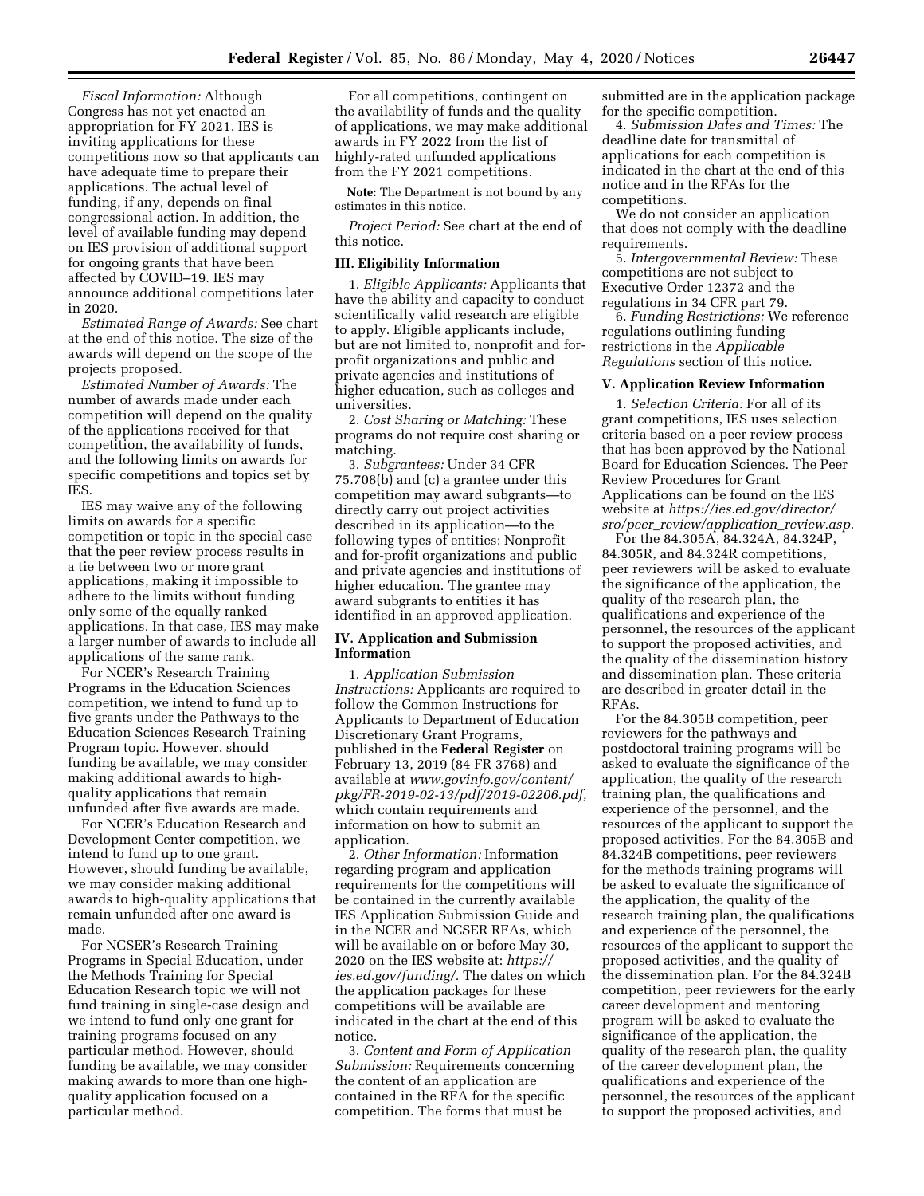*Fiscal Information:* Although Congress has not yet enacted an appropriation for FY 2021, IES is inviting applications for these competitions now so that applicants can have adequate time to prepare their applications. The actual level of funding, if any, depends on final congressional action. In addition, the level of available funding may depend on IES provision of additional support for ongoing grants that have been affected by COVID–19. IES may announce additional competitions later in 2020.

*Estimated Range of Awards:* See chart at the end of this notice. The size of the awards will depend on the scope of the projects proposed.

*Estimated Number of Awards:* The number of awards made under each competition will depend on the quality of the applications received for that competition, the availability of funds, and the following limits on awards for specific competitions and topics set by IES.

IES may waive any of the following limits on awards for a specific competition or topic in the special case that the peer review process results in a tie between two or more grant applications, making it impossible to adhere to the limits without funding only some of the equally ranked applications. In that case, IES may make a larger number of awards to include all applications of the same rank.

For NCER's Research Training Programs in the Education Sciences competition, we intend to fund up to five grants under the Pathways to the Education Sciences Research Training Program topic. However, should funding be available, we may consider making additional awards to high-quality applications that remain unfunded after five awards are made.

For NCER's Education Research and Development Center competition, we intend to fund up to one grant. However, should funding be available, we may consider making additional awards to high-quality applications that remain unfunded after one award is made.

For NCSER's Research Training Programs in Special Education, under the Methods Training for Special Education Research topic we will not fund training in single-case design and we intend to fund only one grant for training programs focused on any particular method. However, should funding be available, we may consider making awards to more than one high-quality application focused on a particular method.

For all competitions, contingent on the availability of funds and the quality of applications, we may make additional awards in FY 2022 from the list of highly-rated unfunded applications from the FY 2021 competitions.

**Note:** The Department is not bound by any estimates in this notice.

*Project Period:* See chart at the end of this notice.

## III. Eligibility Information

1. *Eligible Applicants:* Applicants that have the ability and capacity to conduct scientifically valid research are eligible to apply. Eligible applicants include, but are not limited to, nonprofit and for-profit organizations and public and private agencies and institutions of higher education, such as colleges and universities.

2. *Cost Sharing or Matching:* These programs do not require cost sharing or matching.

3. *Subgrantees:* Under 34 CFR 75.708(b) and (c) a grantee under this competition may award subgrants—to directly carry out project activities described in its application—to the following types of entities: Nonprofit and for-profit organizations and public and private agencies and institutions of higher education. The grantee may award subgrants to entities it has identified in an approved application.

## IV. Application and Submission Information

1. *Application Submission Instructions:* Applicants are required to follow the Common Instructions for Applicants to Department of Education Discretionary Grant Programs, published in the **Federal Register** on February 13, 2019 (84 FR 3768) and available at *www.govinfo.gov/content/pkg/FR-2019-02-13/pdf/2019-02206.pdf,* which contain requirements and information on how to submit an application.

2. *Other Information:* Information regarding program and application requirements for the competitions will be contained in the currently available IES Application Submission Guide and in the NCER and NCSER RFAs, which will be available on or before May 30, 2020 on the IES website at: *https://ies.ed.gov/funding/.* The dates on which the application packages for these competitions will be available are indicated in the chart at the end of this notice.

3. *Content and Form of Application Submission:* Requirements concerning the content of an application are contained in the RFA for the specific competition. The forms that must be submitted are in the application package for the specific competition.

4. *Submission Dates and Times:* The deadline date for transmittal of applications for each competition is indicated in the chart at the end of this notice and in the RFAs for the competitions.

We do not consider an application that does not comply with the deadline requirements.

5. *Intergovernmental Review:* These competitions are not subject to Executive Order 12372 and the regulations in 34 CFR part 79.

6. *Funding Restrictions:* We reference regulations outlining funding restrictions in the *Applicable Regulations* section of this notice.

## V. Application Review Information

1. *Selection Criteria:* For all of its grant competitions, IES uses selection criteria based on a peer review process that has been approved by the National Board for Education Sciences. The Peer Review Procedures for Grant Applications can be found on the IES website at *https://ies.ed.gov/director/sro/peer_review/application_review.asp.*

For the 84.305A, 84.324A, 84.324P, 84.305R, and 84.324R competitions, peer reviewers will be asked to evaluate the significance of the application, the quality of the research plan, the qualifications and experience of the personnel, the resources of the applicant to support the proposed activities, and the quality of the dissemination history and dissemination plan. These criteria are described in greater detail in the RFAs.

For the 84.305B competition, peer reviewers for the pathways and postdoctoral training programs will be asked to evaluate the significance of the application, the quality of the research training plan, the qualifications and experience of the personnel, and the resources of the applicant to support the proposed activities. For the 84.305B and 84.324B competitions, peer reviewers for the methods training programs will be asked to evaluate the significance of the application, the quality of the research training plan, the qualifications and experience of the personnel, the resources of the applicant to support the proposed activities, and the quality of the dissemination plan. For the 84.324B competition, peer reviewers for the early career development and mentoring program will be asked to evaluate the significance of the application, the quality of the research plan, the quality of the career development plan, the qualifications and experience of the personnel, the resources of the applicant to support the proposed activities, and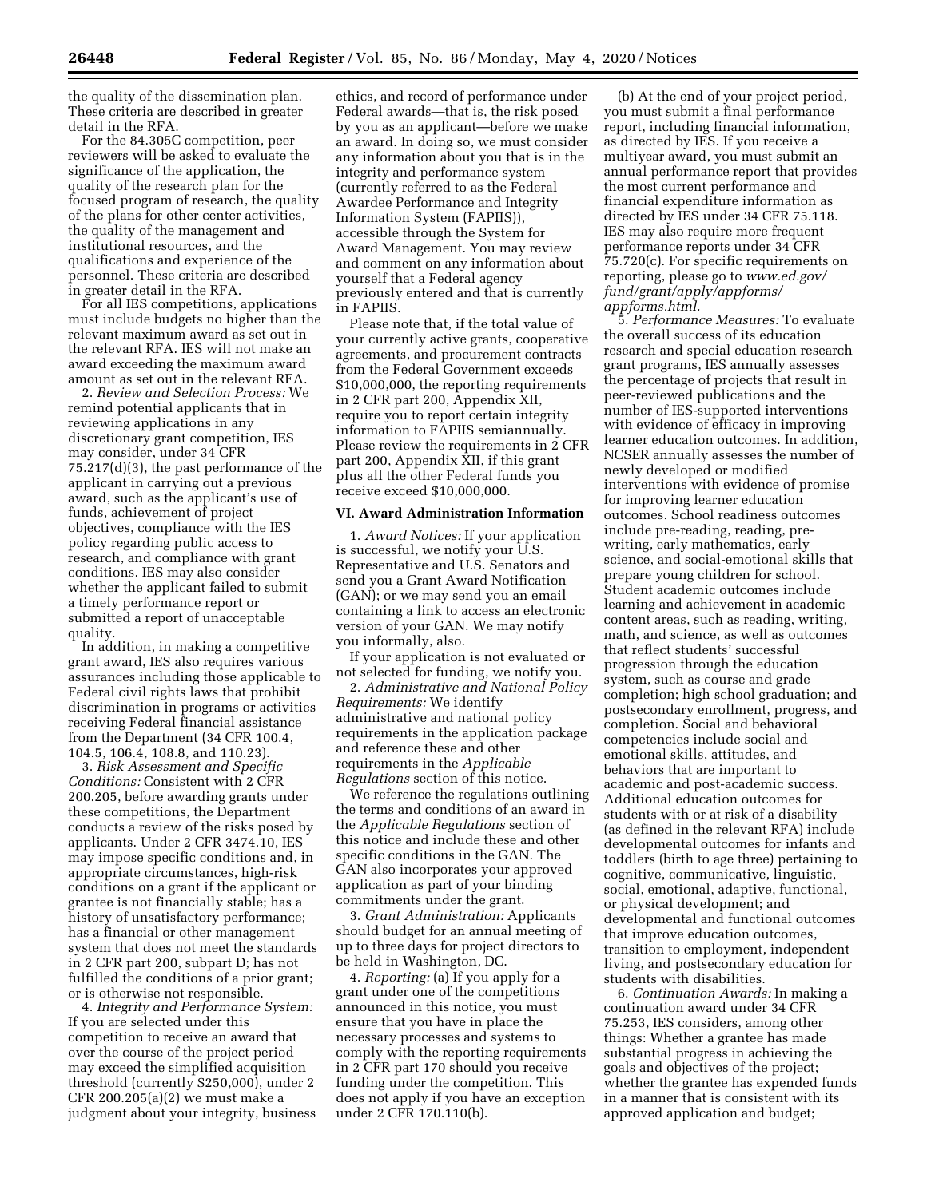the quality of the dissemination plan. These criteria are described in greater detail in the RFA.

For the 84.305C competition, peer reviewers will be asked to evaluate the significance of the application, the quality of the research plan for the focused program of research, the quality of the plans for other center activities, the quality of the management and institutional resources, and the qualifications and experience of the personnel. These criteria are described in greater detail in the RFA.

For all IES competitions, applications must include budgets no higher than the relevant maximum award as set out in the relevant RFA. IES will not make an award exceeding the maximum award amount as set out in the relevant RFA.

2. *Review and Selection Process:* We remind potential applicants that in reviewing applications in any discretionary grant competition, IES may consider, under 34 CFR 75.217(d)(3), the past performance of the applicant in carrying out a previous award, such as the applicant's use of funds, achievement of project objectives, compliance with the IES policy regarding public access to research, and compliance with grant conditions. IES may also consider whether the applicant failed to submit a timely performance report or submitted a report of unacceptable quality.

In addition, in making a competitive grant award, IES also requires various assurances including those applicable to Federal civil rights laws that prohibit discrimination in programs or activities receiving Federal financial assistance from the Department (34 CFR 100.4, 104.5, 106.4, 108.8, and 110.23).

3. *Risk Assessment and Specific Conditions:* Consistent with 2 CFR 200.205, before awarding grants under these competitions, the Department conducts a review of the risks posed by applicants. Under 2 CFR 3474.10, IES may impose specific conditions and, in appropriate circumstances, high-risk conditions on a grant if the applicant or grantee is not financially stable; has a history of unsatisfactory performance; has a financial or other management system that does not meet the standards in 2 CFR part 200, subpart D; has not fulfilled the conditions of a prior grant; or is otherwise not responsible.

4. *Integrity and Performance System:* If you are selected under this competition to receive an award that over the course of the project period may exceed the simplified acquisition threshold (currently $250,000), under 2 CFR 200.205(a)(2) we must make a judgment about your integrity, business ethics, and record of performance under Federal awards—that is, the risk posed by you as an applicant—before we make an award. In doing so, we must consider any information about you that is in the integrity and performance system (currently referred to as the Federal Awardee Performance and Integrity Information System (FAPIIS)), accessible through the System for Award Management. You may review and comment on any information about yourself that a Federal agency previously entered and that is currently in FAPIIS.

Please note that, if the total value of your currently active grants, cooperative agreements, and procurement contracts from the Federal Government exceeds $10,000,000, the reporting requirements in 2 CFR part 200, Appendix XII, require you to report certain integrity information to FAPIIS semiannually. Please review the requirements in 2 CFR part 200, Appendix XII, if this grant plus all the other Federal funds you receive exceed $10,000,000.

## VI. Award Administration Information

1. *Award Notices:* If your application is successful, we notify your U.S. Representative and U.S. Senators and send you a Grant Award Notification (GAN); or we may send you an email containing a link to access an electronic version of your GAN. We may notify you informally, also.

If your application is not evaluated or not selected for funding, we notify you.

2. *Administrative and National Policy Requirements:* We identify administrative and national policy requirements in the application package and reference these and other requirements in the *Applicable Regulations* section of this notice.

We reference the regulations outlining the terms and conditions of an award in the *Applicable Regulations* section of this notice and include these and other specific conditions in the GAN. The GAN also incorporates your approved application as part of your binding commitments under the grant.

3. *Grant Administration:* Applicants should budget for an annual meeting of up to three days for project directors to be held in Washington, DC.

4. *Reporting:* (a) If you apply for a grant under one of the competitions announced in this notice, you must ensure that you have in place the necessary processes and systems to comply with the reporting requirements in 2 CFR part 170 should you receive funding under the competition. This does not apply if you have an exception under 2 CFR 170.110(b).

(b) At the end of your project period, you must submit a final performance report, including financial information, as directed by IES. If you receive a multiyear award, you must submit an annual performance report that provides the most current performance and financial expenditure information as directed by IES under 34 CFR 75.118. IES may also require more frequent performance reports under 34 CFR 75.720(c). For specific requirements on reporting, please go to *www.ed.gov/fund/grant/apply/appforms/appforms.html.*

5. *Performance Measures:* To evaluate the overall success of its education research and special education research grant programs, IES annually assesses the percentage of projects that result in peer-reviewed publications and the number of IES-supported interventions with evidence of efficacy in improving learner education outcomes. In addition, NCSER annually assesses the number of newly developed or modified interventions with evidence of promise for improving learner education outcomes. School readiness outcomes include pre-reading, reading, pre-writing, early mathematics, early science, and social-emotional skills that prepare young children for school. Student academic outcomes include learning and achievement in academic content areas, such as reading, writing, math, and science, as well as outcomes that reflect students' successful progression through the education system, such as course and grade completion; high school graduation; and postsecondary enrollment, progress, and completion. Social and behavioral competencies include social and emotional skills, attitudes, and behaviors that are important to academic and post-academic success. Additional education outcomes for students with or at risk of a disability (as defined in the relevant RFA) include developmental outcomes for infants and toddlers (birth to age three) pertaining to cognitive, communicative, linguistic, social, emotional, adaptive, functional, or physical development; and developmental and functional outcomes that improve education outcomes, transition to employment, independent living, and postsecondary education for students with disabilities.

6. *Continuation Awards:* In making a continuation award under 34 CFR 75.253, IES considers, among other things: Whether a grantee has made substantial progress in achieving the goals and objectives of the project; whether the grantee has expended funds in a manner that is consistent with its approved application and budget;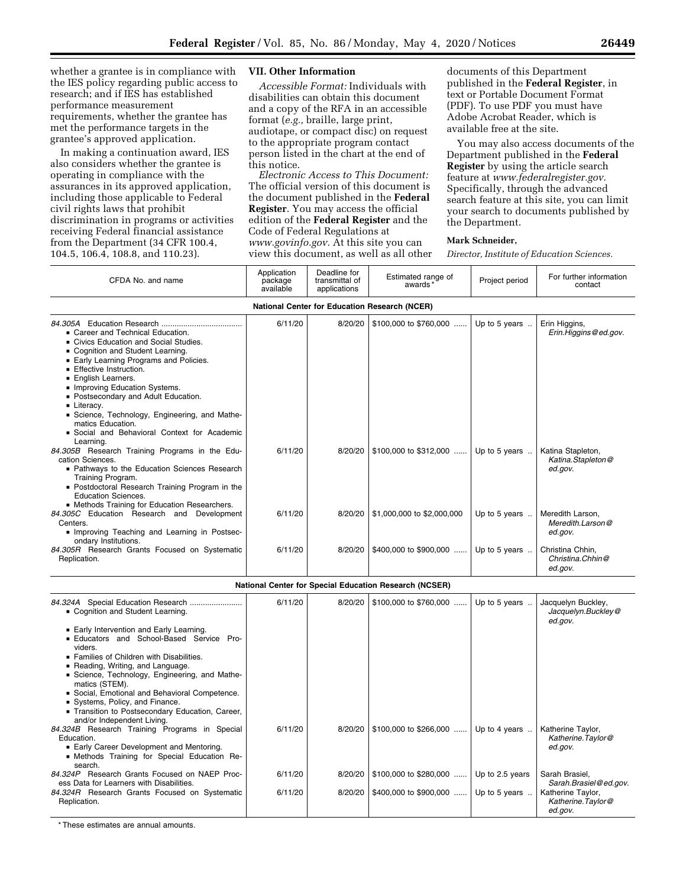whether a grantee is in compliance with the IES policy regarding public access to research; and if IES has established performance measurement requirements, whether the grantee has met the performance targets in the grantee's approved application.

In making a continuation award, IES also considers whether the grantee is operating in compliance with the assurances in its approved application, including those applicable to Federal civil rights laws that prohibit discrimination in programs or activities receiving Federal financial assistance from the Department (34 CFR 100.4, 104.5, 106.4, 108.8, and 110.23).

## VII. Other Information

*Accessible Format:* Individuals with disabilities can obtain this document and a copy of the RFA in an accessible format (*e.g.,* braille, large print, audiotape, or compact disc) on request to the appropriate program contact person listed in the chart at the end of this notice.

*Electronic Access to This Document:* The official version of this document is the document published in the **Federal Register**. You may access the official edition of the **Federal Register** and the Code of Federal Regulations at *www.govinfo.gov.* At this site you can view this document, as well as all other documents of this Department published in the **Federal Register**, in text or Portable Document Format (PDF). To use PDF you must have Adobe Acrobat Reader, which is available free at the site.

You may also access documents of the Department published in the **Federal Register** by using the article search feature at *www.federalregister.gov.* Specifically, through the advanced search feature at this site, you can limit your search to documents published by the Department.

**Mark Schneider,**

*Director, Institute of Education Sciences.*

| CFDA No. and name | Application package available | Deadline for transmittal of applications | Estimated range of awards* | Project period | For further information contact |
|---|---|---|---|---|---|
| **National Center for Education Research (NCER)** | | | | | |
| *84.305A* Education Research<br>▪ Career and Technical Education.<br>▪ Civics Education and Social Studies.<br>▪ Cognition and Student Learning.<br>▪ Early Learning Programs and Policies.<br>▪ Effective Instruction.<br>▪ English Learners.<br>▪ Improving Education Systems.<br>▪ Postsecondary and Adult Education.<br>▪ Literacy.<br>▪ Science, Technology, Engineering, and Mathematics Education.<br>▪ Social and Behavioral Context for Academic Learning. | 6/11/20 | 8/20/20 | $100,000 to $760,000 | Up to 5 years | Erin Higgins, *Erin.Higgins@ed.gov.* |
| *84.305B* Research Training Programs in the Education Sciences.<br>▪ Pathways to the Education Sciences Research Training Program.<br>▪ Postdoctoral Research Training Program in the Education Sciences.<br>▪ Methods Training for Education Researchers. | 6/11/20 | 8/20/20 | $100,000 to $312,000 | Up to 5 years | Katina Stapleton, *Katina.Stapleton@ed.gov.* |
| *84.305C* Education Research and Development Centers.<br>▪ Improving Teaching and Learning in Postsecondary Institutions. | 6/11/20 | 8/20/20 | $1,000,000 to $2,000,000 | Up to 5 years | Meredith Larson, *Meredith.Larson@ed.gov.* |
| *84.305R* Research Grants Focused on Systematic Replication. | 6/11/20 | 8/20/20 | $400,000 to $900,000 | Up to 5 years | Christina Chhin, *Christina.Chhin@ed.gov.* |
| **National Center for Special Education Research (NCSER)** | | | | | |
| *84.324A* Special Education Research<br>▪ Cognition and Student Learning.<br>▪ Early Intervention and Early Learning.<br>▪ Educators and School-Based Service Providers.<br>▪ Families of Children with Disabilities.<br>▪ Reading, Writing, and Language.<br>▪ Science, Technology, Engineering, and Mathematics (STEM).<br>▪ Social, Emotional and Behavioral Competence.<br>▪ Systems, Policy, and Finance.<br>▪ Transition to Postsecondary Education, Career, and/or Independent Living. | 6/11/20 | 8/20/20 | $100,000 to $760,000 | Up to 5 years | Jacquelyn Buckley, *Jacquelyn.Buckley@ed.gov.* |
| *84.324B* Research Training Programs in Special Education.<br>▪ Early Career Development and Mentoring.<br>▪ Methods Training for Special Education Research. | 6/11/20 | 8/20/20 | $100,000 to $266,000 | Up to 4 years | Katherine Taylor, *Katherine.Taylor@ed.gov.* |
| *84.324P* Research Grants Focused on NAEP Process Data for Learners with Disabilities. | 6/11/20 | 8/20/20 | $100,000 to $280,000 | Up to 2.5 years | Sarah Brasiel, *Sarah.Brasiel@ed.gov.* |
| *84.324R* Research Grants Focused on Systematic Replication. | 6/11/20 | 8/20/20 | $400,000 to $900,000 | Up to 5 years | Katherine Taylor, *Katherine.Taylor@ed.gov.* |

\* These estimates are annual amounts.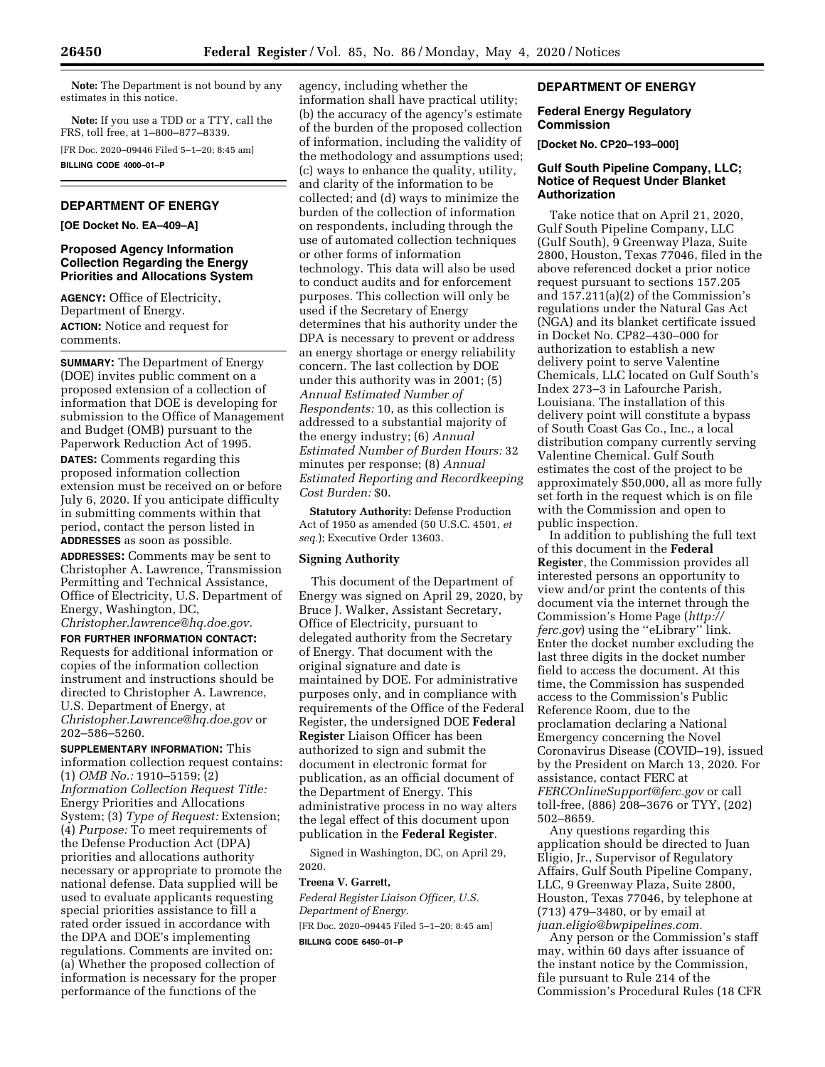**Note:** The Department is not bound by any estimates in this notice.

**Note:** If you use a TDD or a TTY, call the FRS, toll free, at 1–800–877–8339.

[FR Doc. 2020–09446 Filed 5–1–20; 8:45 am]

**BILLING CODE 4000–01–P**

## DEPARTMENT OF ENERGY

**[OE Docket No. EA–409–A]**

### Proposed Agency Information Collection Regarding the Energy Priorities and Allocations System

**AGENCY:** Office of Electricity, Department of Energy.

**ACTION:** Notice and request for comments.

**SUMMARY:** The Department of Energy (DOE) invites public comment on a proposed extension of a collection of information that DOE is developing for submission to the Office of Management and Budget (OMB) pursuant to the Paperwork Reduction Act of 1995.

**DATES:** Comments regarding this proposed information collection extension must be received on or before July 6, 2020. If you anticipate difficulty in submitting comments within that period, contact the person listed in **ADDRESSES** as soon as possible.

**ADDRESSES:** Comments may be sent to Christopher A. Lawrence, Transmission Permitting and Technical Assistance, Office of Electricity, U.S. Department of Energy, Washington, DC, *Christopher.lawrence@hq.doe.gov.*

**FOR FURTHER INFORMATION CONTACT:** Requests for additional information or copies of the information collection instrument and instructions should be directed to Christopher A. Lawrence, U.S. Department of Energy, at *Christopher.Lawrence@hq.doe.gov* or 202–586–5260.

**SUPPLEMENTARY INFORMATION:** This information collection request contains: (1) *OMB No.:* 1910–5159; (2) *Information Collection Request Title:* Energy Priorities and Allocations System; (3) *Type of Request:* Extension; (4) *Purpose:* To meet requirements of the Defense Production Act (DPA) priorities and allocations authority necessary or appropriate to promote the national defense. Data supplied will be used to evaluate applicants requesting special priorities assistance to fill a rated order issued in accordance with the DPA and DOE's implementing regulations. Comments are invited on: (a) Whether the proposed collection of information is necessary for the proper performance of the functions of the agency, including whether the information shall have practical utility; (b) the accuracy of the agency's estimate of the burden of the proposed collection of information, including the validity of the methodology and assumptions used; (c) ways to enhance the quality, utility, and clarity of the information to be collected; and (d) ways to minimize the burden of the collection of information on respondents, including through the use of automated collection techniques or other forms of information technology. This data will also be used to conduct audits and for enforcement purposes. This collection will only be used if the Secretary of Energy determines that his authority under the DPA is necessary to prevent or address an energy shortage or energy reliability concern. The last collection by DOE under this authority was in 2001; (5) *Annual Estimated Number of Respondents:* 10, as this collection is addressed to a substantial majority of the energy industry; (6) *Annual Estimated Number of Burden Hours:* 32 minutes per response; (8) *Annual Estimated Reporting and Recordkeeping Cost Burden:* $0.

**Statutory Authority:** Defense Production Act of 1950 as amended (50 U.S.C. 4501, *et seq.*); Executive Order 13603.

#### Signing Authority

This document of the Department of Energy was signed on April 29, 2020, by Bruce J. Walker, Assistant Secretary, Office of Electricity, pursuant to delegated authority from the Secretary of Energy. That document with the original signature and date is maintained by DOE. For administrative purposes only, and in compliance with requirements of the Office of the Federal Register, the undersigned DOE **Federal Register** Liaison Officer has been authorized to sign and submit the document in electronic format for publication, as an official document of the Department of Energy. This administrative process in no way alters the legal effect of this document upon publication in the **Federal Register**.

Signed in Washington, DC, on April 29, 2020.

**Treena V. Garrett,**

*Federal Register Liaison Officer, U.S. Department of Energy.*

[FR Doc. 2020–09445 Filed 5–1–20; 8:45 am]

**BILLING CODE 6450–01–P**

## DEPARTMENT OF ENERGY

### Federal Energy Regulatory Commission

**[Docket No. CP20–193–000]**

### Gulf South Pipeline Company, LLC; Notice of Request Under Blanket Authorization

Take notice that on April 21, 2020, Gulf South Pipeline Company, LLC (Gulf South), 9 Greenway Plaza, Suite 2800, Houston, Texas 77046, filed in the above referenced docket a prior notice request pursuant to sections 157.205 and 157.211(a)(2) of the Commission's regulations under the Natural Gas Act (NGA) and its blanket certificate issued in Docket No. CP82–430–000 for authorization to establish a new delivery point to serve Valentine Chemicals, LLC located on Gulf South's Index 273–3 in Lafourche Parish, Louisiana. The installation of this delivery point will constitute a bypass of South Coast Gas Co., Inc., a local distribution company currently serving Valentine Chemical. Gulf South estimates the cost of the project to be approximately $50,000, all as more fully set forth in the request which is on file with the Commission and open to public inspection.

In addition to publishing the full text of this document in the **Federal Register**, the Commission provides all interested persons an opportunity to view and/or print the contents of this document via the internet through the Commission's Home Page (*http://ferc.gov*) using the "eLibrary" link. Enter the docket number excluding the last three digits in the docket number field to access the document. At this time, the Commission has suspended access to the Commission's Public Reference Room, due to the proclamation declaring a National Emergency concerning the Novel Coronavirus Disease (COVID–19), issued by the President on March 13, 2020. For assistance, contact FERC at *FERCOnlineSupport@ferc.gov* or call toll-free, (886) 208–3676 or TYY, (202) 502–8659.

Any questions regarding this application should be directed to Juan Eligio, Jr., Supervisor of Regulatory Affairs, Gulf South Pipeline Company, LLC, 9 Greenway Plaza, Suite 2800, Houston, Texas 77046, by telephone at (713) 479–3480, or by email at *juan.eligio@bwpipelines.com.*

Any person or the Commission's staff may, within 60 days after issuance of the instant notice by the Commission, file pursuant to Rule 214 of the Commission's Procedural Rules (18 CFR